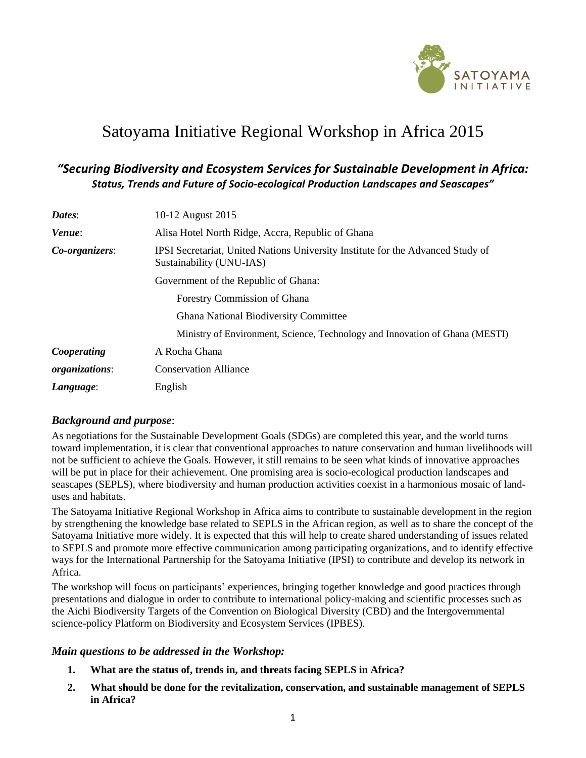# Satoyama Initiative Regional Workshop in Africa 2015

## *"Securing Biodiversity and Ecosystem Services for Sustainable Development in Africa: Status, Trends and Future of Socio-ecological Production Landscapes and Seascapes"*

| | |
|---|---|
| ***Dates*:** | 10-12 August 2015 |
| ***Venue*:** | Alisa Hotel North Ridge, Accra, Republic of Ghana |
| ***Co-organizers*:** | IPSI Secretariat, United Nations University Institute for the Advanced Study of Sustainability (UNU-IAS) |
| | Government of the Republic of Ghana: |
| | Forestry Commission of Ghana |
| | Ghana National Biodiversity Committee |
| | Ministry of Environment, Science, Technology and Innovation of Ghana (MESTI) |
| ***Cooperating organizations*:** | A Rocha Ghana |
| | Conservation Alliance |
| ***Language*:** | English |

### *Background and purpose*:

As negotiations for the Sustainable Development Goals (SDGs) are completed this year, and the world turns toward implementation, it is clear that conventional approaches to nature conservation and human livelihoods will not be sufficient to achieve the Goals. However, it still remains to be seen what kinds of innovative approaches will be put in place for their achievement. One promising area is socio-ecological production landscapes and seascapes (SEPLS), where biodiversity and human production activities coexist in a harmonious mosaic of land-uses and habitats.

The Satoyama Initiative Regional Workshop in Africa aims to contribute to sustainable development in the region by strengthening the knowledge base related to SEPLS in the African region, as well as to share the concept of the Satoyama Initiative more widely. It is expected that this will help to create shared understanding of issues related to SEPLS and promote more effective communication among participating organizations, and to identify effective ways for the International Partnership for the Satoyama Initiative (IPSI) to contribute and develop its network in Africa.

The workshop will focus on participants' experiences, bringing together knowledge and good practices through presentations and dialogue in order to contribute to international policy-making and scientific processes such as the Aichi Biodiversity Targets of the Convention on Biological Diversity (CBD) and the Intergovernmental science-policy Platform on Biodiversity and Ecosystem Services (IPBES).

### *Main questions to be addressed in the Workshop:*

1. **What are the status of, trends in, and threats facing SEPLS in Africa?**
2. **What should be done for the revitalization, conservation, and sustainable management of SEPLS in Africa?**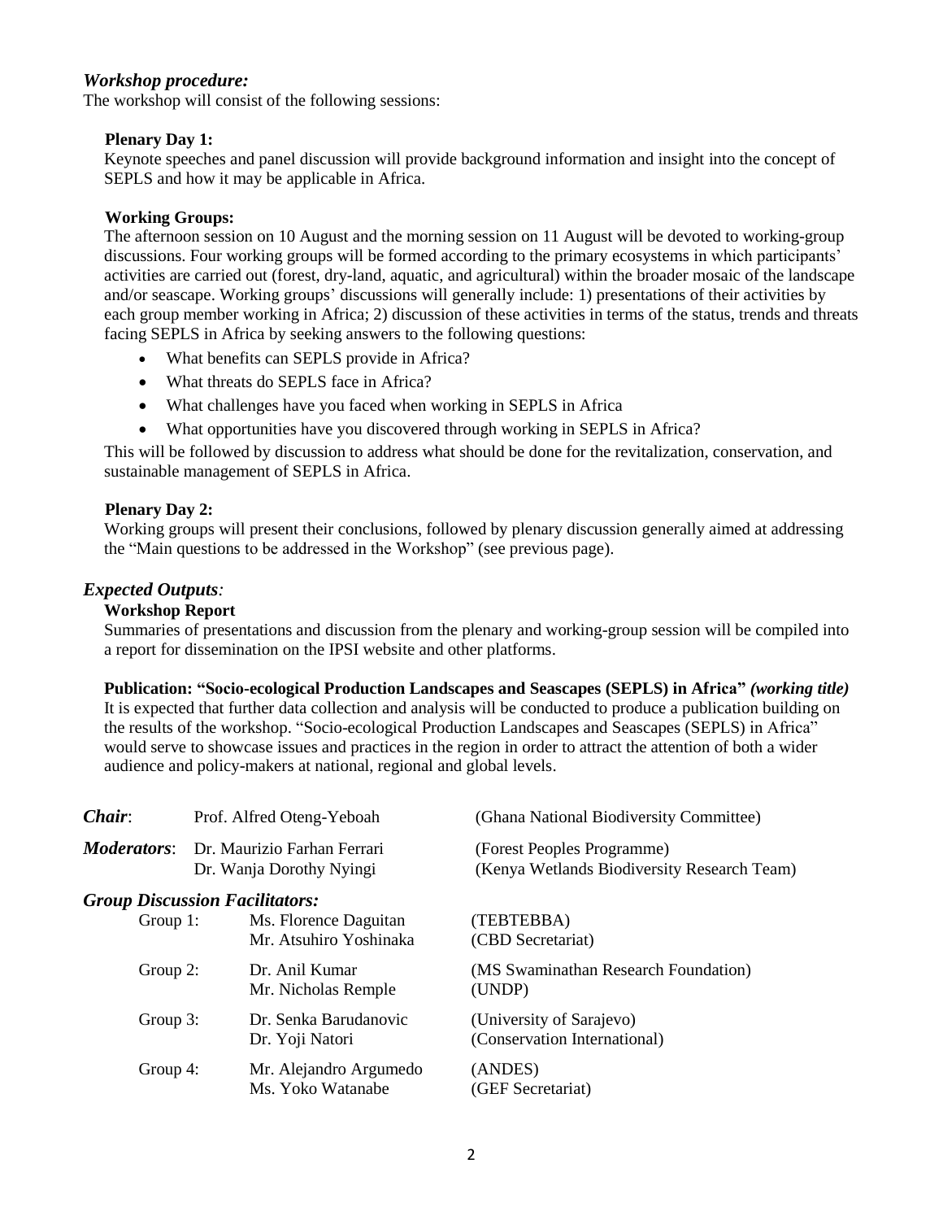### *Workshop procedure:*

The workshop will consist of the following sessions:

**Plenary Day 1:**

Keynote speeches and panel discussion will provide background information and insight into the concept of SEPLS and how it may be applicable in Africa.

**Working Groups:**

The afternoon session on 10 August and the morning session on 11 August will be devoted to working-group discussions. Four working groups will be formed according to the primary ecosystems in which participants' activities are carried out (forest, dry-land, aquatic, and agricultural) within the broader mosaic of the landscape and/or seascape. Working groups' discussions will generally include: 1) presentations of their activities by each group member working in Africa; 2) discussion of these activities in terms of the status, trends and threats facing SEPLS in Africa by seeking answers to the following questions:

- What benefits can SEPLS provide in Africa?
- What threats do SEPLS face in Africa?
- What challenges have you faced when working in SEPLS in Africa
- What opportunities have you discovered through working in SEPLS in Africa?

This will be followed by discussion to address what should be done for the revitalization, conservation, and sustainable management of SEPLS in Africa.

**Plenary Day 2:**

Working groups will present their conclusions, followed by plenary discussion generally aimed at addressing the "Main questions to be addressed in the Workshop" (see previous page).

### *Expected Outputs:*

**Workshop Report**

Summaries of presentations and discussion from the plenary and working-group session will be compiled into a report for dissemination on the IPSI website and other platforms.

**Publication: "Socio-ecological Production Landscapes and Seascapes (SEPLS) in Africa"** ***(working title)***

It is expected that further data collection and analysis will be conducted to produce a publication building on the results of the workshop. "Socio-ecological Production Landscapes and Seascapes (SEPLS) in Africa" would serve to showcase issues and practices in the region in order to attract the attention of both a wider audience and policy-makers at national, regional and global levels.

***Chair***: Prof. Alfred Oteng-Yeboah (Ghana National Biodiversity Committee)

***Moderators***: Dr. Maurizio Farhan Ferrari (Forest Peoples Programme)
Dr. Wanja Dorothy Nyingi (Kenya Wetlands Biodiversity Research Team)

### *Group Discussion Facilitators:*

| Group | Facilitator | Affiliation |
|---|---|---|
| Group 1: | Ms. Florence Daguitan | (TEBTEBBA) |
| | Mr. Atsuhiro Yoshinaka | (CBD Secretariat) |
| Group 2: | Dr. Anil Kumar | (MS Swaminathan Research Foundation) |
| | Mr. Nicholas Remple | (UNDP) |
| Group 3: | Dr. Senka Barudanovic | (University of Sarajevo) |
| | Dr. Yoji Natori | (Conservation International) |
| Group 4: | Mr. Alejandro Argumedo | (ANDES) |
| | Ms. Yoko Watanabe | (GEF Secretariat) |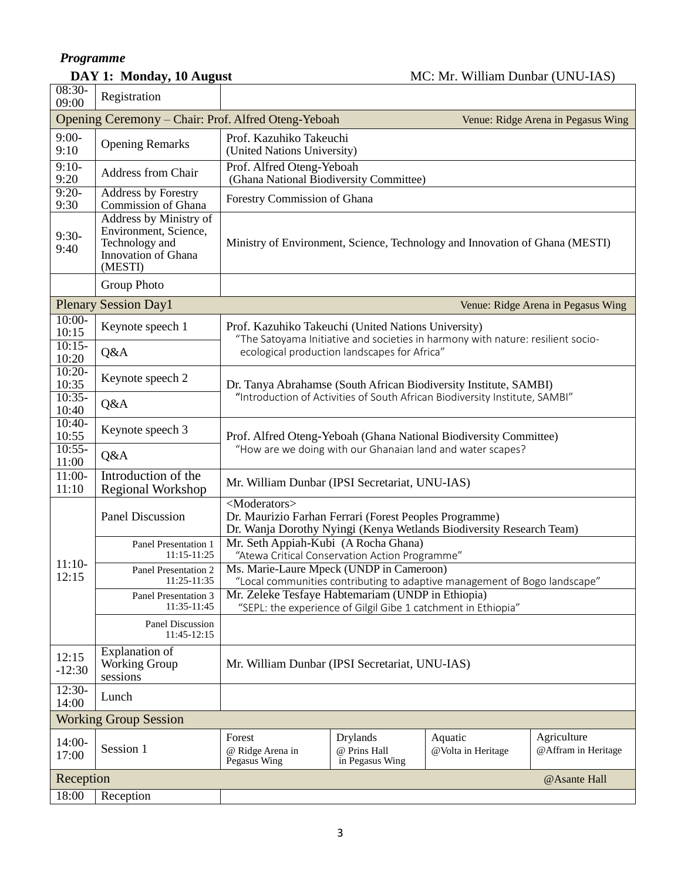***Programme***

**DAY 1: Monday, 10 August** MC: Mr. William Dunbar (UNU-IAS)

| Time | Item | Details | | | |
|---|---|---|---|---|---|
| 08:30-09:00 | Registration | | | | |
| **Opening Ceremony** – Chair: Prof. Alfred Oteng-Yeboah | | Venue: Ridge Arena in Pegasus Wing | | | |
| 9:00-9:10 | Opening Remarks | Prof. Kazuhiko Takeuchi (United Nations University) | | | |
| 9:10-9:20 | Address from Chair | Prof. Alfred Oteng-Yeboah (Ghana National Biodiversity Committee) | | | |
| 9:20-9:30 | Address by Forestry Commission of Ghana | Forestry Commission of Ghana | | | |
| 9:30-9:40 | Address by Ministry of Environment, Science, Technology and Innovation of Ghana (MESTI) | Ministry of Environment, Science, Technology and Innovation of Ghana (MESTI) | | | |
| | Group Photo | | | | |
| **Plenary Session Day1** | | Venue: Ridge Arena in Pegasus Wing | | | |
| 10:00-10:15 | Keynote speech 1 | Prof. Kazuhiko Takeuchi (United Nations University) "The Satoyama Initiative and societies in harmony with nature: resilient socio-ecological production landscapes for Africa" | | | |
| 10:15-10:20 | Q&A | | | | |
| 10:20-10:35 | Keynote speech 2 | Dr. Tanya Abrahamse (South African Biodiversity Institute, SAMBI) "Introduction of Activities of South African Biodiversity Institute, SAMBI" | | | |
| 10:35-10:40 | Q&A | | | | |
| 10:40-10:55 | Keynote speech 3 | Prof. Alfred Oteng-Yeboah (Ghana National Biodiversity Committee) "How are we doing with our Ghanaian land and water scapes? | | | |
| 10:55-11:00 | Q&A | | | | |
| 11:00-11:10 | Introduction of the Regional Workshop | Mr. William Dunbar (IPSI Secretariat, UNU-IAS) | | | |
| 11:10-12:15 | Panel Discussion | <Moderators> Dr. Maurizio Farhan Ferrari (Forest Peoples Programme) Dr. Wanja Dorothy Nyingi (Kenya Wetlands Biodiversity Research Team) | | | |
| | Panel Presentation 1 11:15-11:25 | Mr. Seth Appiah-Kubi (A Rocha Ghana) "Atewa Critical Conservation Action Programme" | | | |
| | Panel Presentation 2 11:25-11:35 | Ms. Marie-Laure Mpeck (UNDP in Cameroon) "Local communities contributing to adaptive management of Bogo landscape" | | | |
| | Panel Presentation 3 11:35-11:45 | Mr. Zeleke Tesfaye Habtemariam (UNDP in Ethiopia) "SEPL: the experience of Gilgil Gibe 1 catchment in Ethiopia" | | | |
| | Panel Discussion 11:45-12:15 | | | | |
| 12:15-12:30 | Explanation of Working Group sessions | Mr. William Dunbar (IPSI Secretariat, UNU-IAS) | | | |
| 12:30-14:00 | Lunch | | | | |
| **Working Group Session** | | | | | |
| 14:00-17:00 | Session 1 | Forest @ Ridge Arena in Pegasus Wing | Drylands @ Prins Hall in Pegasus Wing | Aquatic @Volta in Heritage | Agriculture @Affram in Heritage |
| **Reception** | | @Asante Hall | | | |
| 18:00 | Reception | | | | |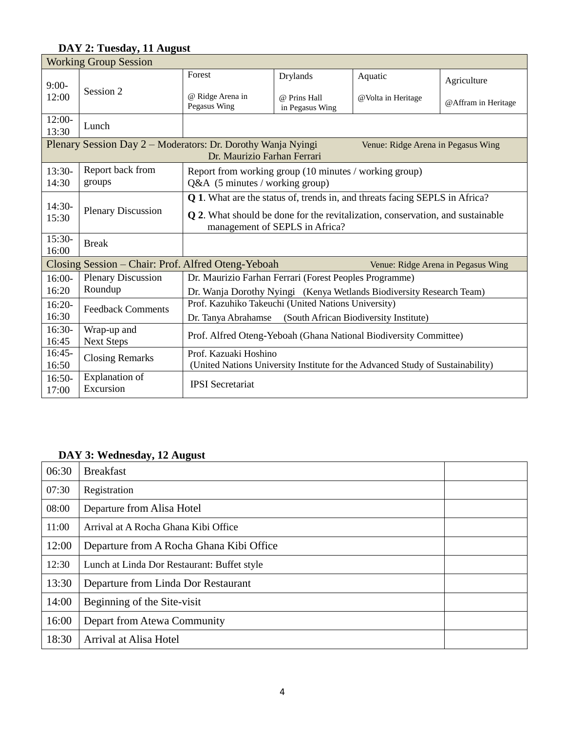**DAY 2: Tuesday, 11 August**

| | | | | | |
|---|---|---|---|---|---|
| Working Group Session | | | | | |
| 9:00-12:00 | Session 2 | Forest<br><br>@ Ridge Arena in Pegasus Wing | Drylands<br><br>@ Prins Hall in Pegasus Wing | Aquatic<br><br>@Volta in Heritage | Agriculture<br><br>@Affram in Heritage |
| 12:00-13:30 | Lunch | | | | |
| Plenary Session Day 2 – Moderators: Dr. Dorothy Wanja Nyingi<br>Dr. Maurizio Farhan Ferrari | | | Venue: Ridge Arena in Pegasus Wing | | |
| 13:30-14:30 | Report back from groups | Report from working group (10 minutes / working group)<br>Q&A (5 minutes / working group) | | | |
| 14:30-15:30 | Plenary Discussion | **Q 1**. What are the status of, trends in, and threats facing SEPLS in Africa?<br>**Q 2**. What should be done for the revitalization, conservation, and sustainable management of SEPLS in Africa? | | | |
| 15:30-16:00 | Break | | | | |
| Closing Session – Chair: Prof. Alfred Oteng-Yeboah | | | Venue: Ridge Arena in Pegasus Wing | | |
| 16:00-16:20 | Plenary Discussion Roundup | Dr. Maurizio Farhan Ferrari (Forest Peoples Programme)<br>Dr. Wanja Dorothy Nyingi (Kenya Wetlands Biodiversity Research Team) | | | |
| 16:20-16:30 | Feedback Comments | Prof. Kazuhiko Takeuchi (United Nations University)<br>Dr. Tanya Abrahamse (South African Biodiversity Institute) | | | |
| 16:30-16:45 | Wrap-up and Next Steps | Prof. Alfred Oteng-Yeboah (Ghana National Biodiversity Committee) | | | |
| 16:45-16:50 | Closing Remarks | Prof. Kazuaki Hoshino<br>(United Nations University Institute for the Advanced Study of Sustainability) | | | |
| 16:50-17:00 | Explanation of Excursion | IPSI Secretariat | | | |

**DAY 3: Wednesday, 12 August**

| | | |
|---|---|---|
| 06:30 | Breakfast | |
| 07:30 | Registration | |
| 08:00 | Departure from Alisa Hotel | |
| 11:00 | Arrival at A Rocha Ghana Kibi Office | |
| 12:00 | Departure from A Rocha Ghana Kibi Office | |
| 12:30 | Lunch at Linda Dor Restaurant: Buffet style | |
| 13:30 | Departure from Linda Dor Restaurant | |
| 14:00 | Beginning of the Site-visit | |
| 16:00 | Depart from Atewa Community | |
| 18:30 | Arrival at Alisa Hotel | |